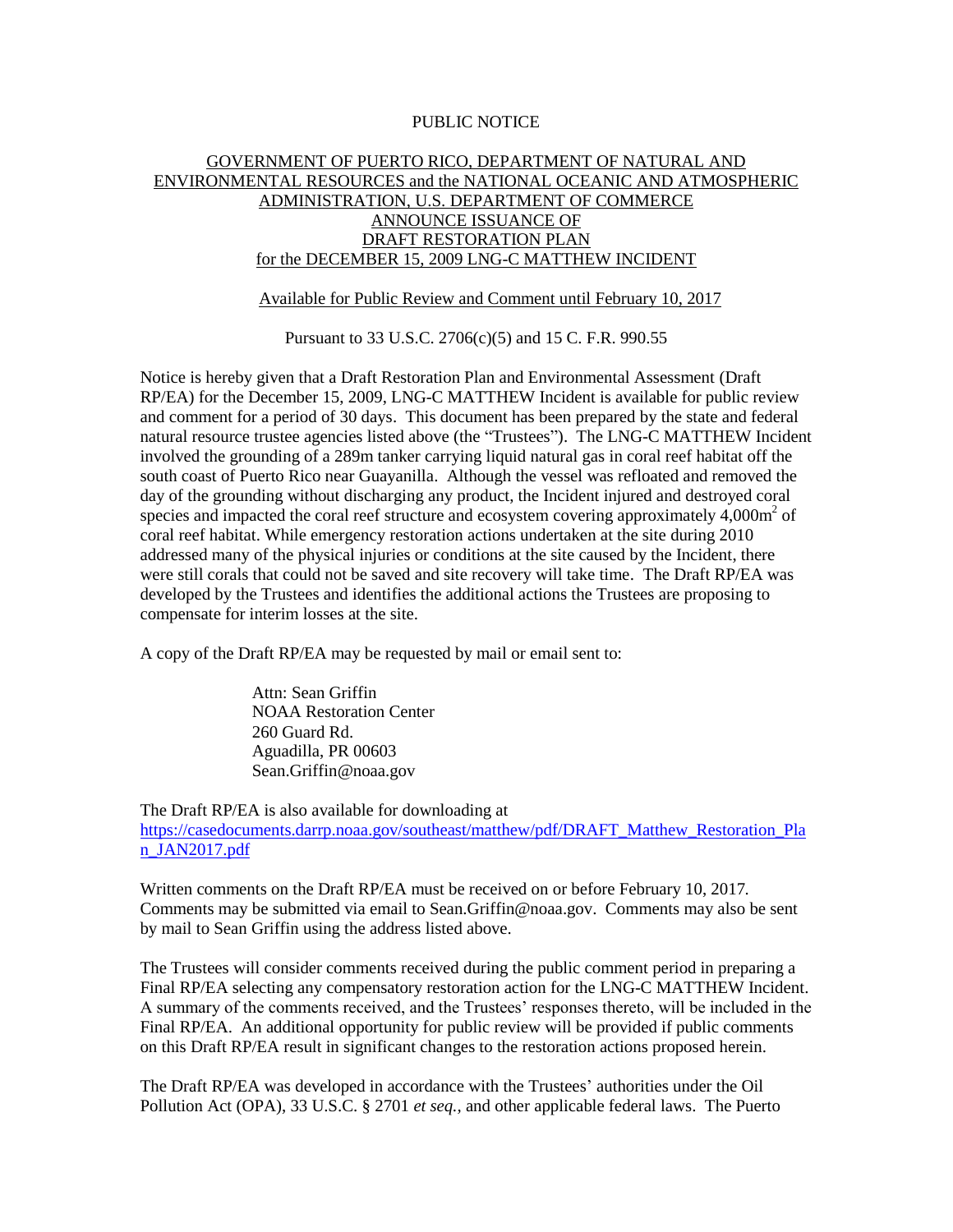PUBLIC NOTICE

GOVERNMENT OF PUERTO RICO, DEPARTMENT OF NATURAL AND ENVIRONMENTAL RESOURCES and the NATIONAL OCEANIC AND ATMOSPHERIC ADMINISTRATION, U.S. DEPARTMENT OF COMMERCE ANNOUNCE ISSUANCE OF DRAFT RESTORATION PLAN for the DECEMBER 15, 2009 LNG-C MATTHEW INCIDENT

Available for Public Review and Comment until February 10, 2017

Pursuant to 33 U.S.C. 2706(c)(5) and 15 C. F.R. 990.55

Notice is hereby given that a Draft Restoration Plan and Environmental Assessment (Draft RP/EA) for the December 15, 2009, LNG-C MATTHEW Incident is available for public review and comment for a period of 30 days. This document has been prepared by the state and federal natural resource trustee agencies listed above (the "Trustees"). The LNG-C MATTHEW Incident involved the grounding of a 289m tanker carrying liquid natural gas in coral reef habitat off the south coast of Puerto Rico near Guayanilla. Although the vessel was refloated and removed the day of the grounding without discharging any product, the Incident injured and destroyed coral species and impacted the coral reef structure and ecosystem covering approximately 4,000m$^2$ of coral reef habitat. While emergency restoration actions undertaken at the site during 2010 addressed many of the physical injuries or conditions at the site caused by the Incident, there were still corals that could not be saved and site recovery will take time. The Draft RP/EA was developed by the Trustees and identifies the additional actions the Trustees are proposing to compensate for interim losses at the site.

A copy of the Draft RP/EA may be requested by mail or email sent to:

Attn: Sean Griffin
NOAA Restoration Center
260 Guard Rd.
Aguadilla, PR 00603
Sean.Griffin@noaa.gov

The Draft RP/EA is also available for downloading at https://casedocuments.darrp.noaa.gov/southeast/matthew/pdf/DRAFT_Matthew_Restoration_Plan_JAN2017.pdf

Written comments on the Draft RP/EA must be received on or before February 10, 2017. Comments may be submitted via email to Sean.Griffin@noaa.gov. Comments may also be sent by mail to Sean Griffin using the address listed above.

The Trustees will consider comments received during the public comment period in preparing a Final RP/EA selecting any compensatory restoration action for the LNG-C MATTHEW Incident. A summary of the comments received, and the Trustees' responses thereto, will be included in the Final RP/EA. An additional opportunity for public review will be provided if public comments on this Draft RP/EA result in significant changes to the restoration actions proposed herein.

The Draft RP/EA was developed in accordance with the Trustees' authorities under the Oil Pollution Act (OPA), 33 U.S.C. § 2701 *et seq.*, and other applicable federal laws. The Puerto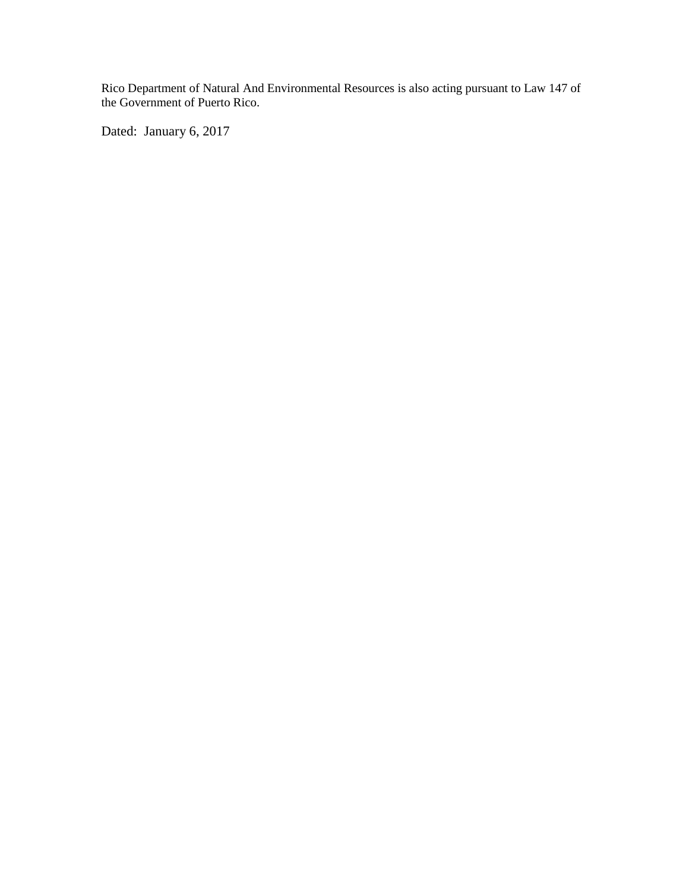Rico Department of Natural And Environmental Resources is also acting pursuant to Law 147 of the Government of Puerto Rico.

Dated: January 6, 2017